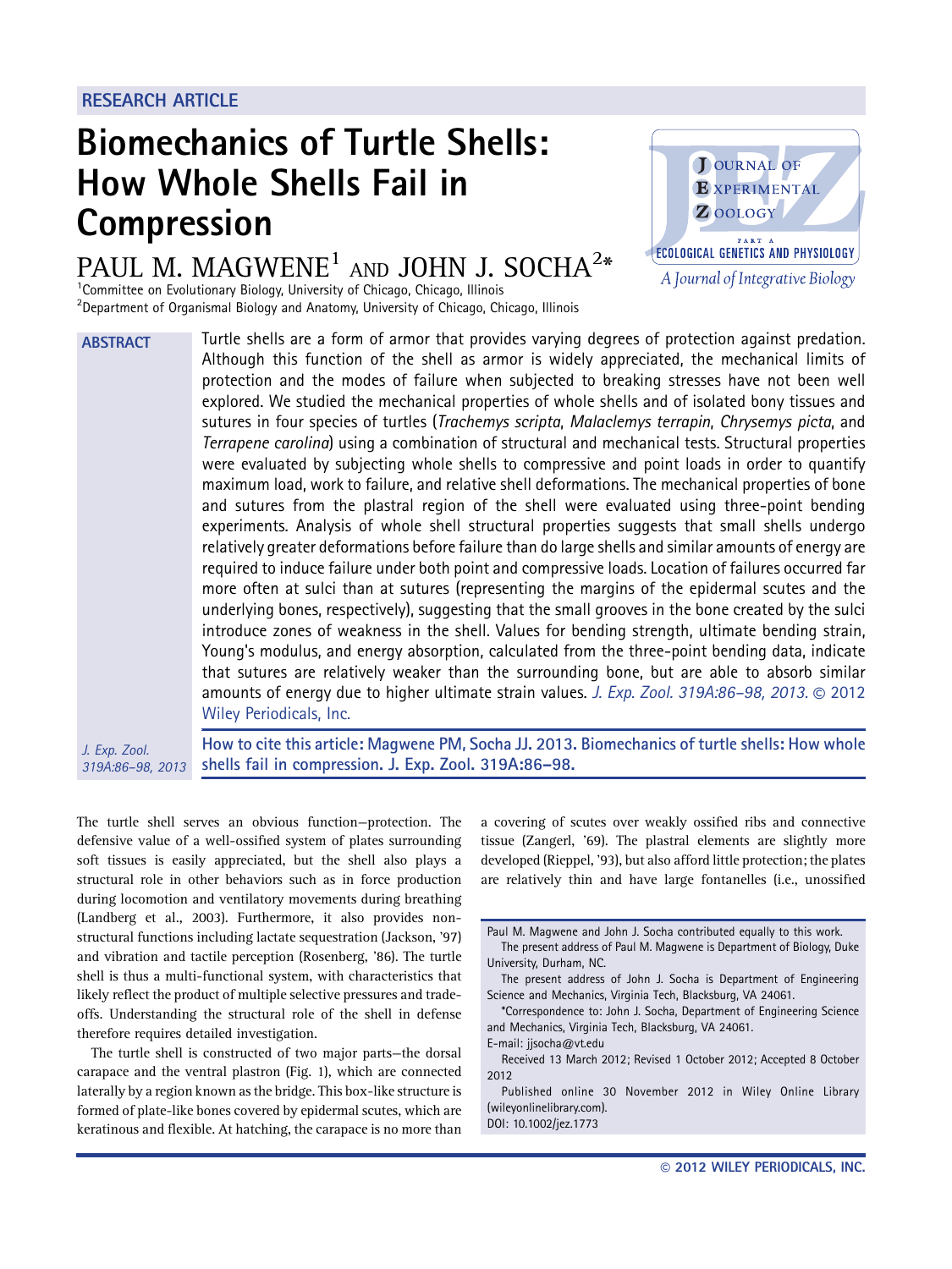RESEARCH ARTICLE

# Biomechanics of Turtle Shells: How Whole Shells Fail in Compression

PAUL M. MAGWENE[1] AND JOHN J. SOCHA[2]*

[1]Committee on Evolutionary Biology, University of Chicago, Chicago, Illinois
[2]Department of Organismal Biology and Anatomy, University of Chicago, Chicago, Illinois

## ABSTRACT

Turtle shells are a form of armor that provides varying degrees of protection against predation. Although this function of the shell as armor is widely appreciated, the mechanical limits of protection and the modes of failure when subjected to breaking stresses have not been well explored. We studied the mechanical properties of whole shells and of isolated bony tissues and sutures in four species of turtles (*Trachemys scripta*, *Malaclemys terrapin*, *Chrysemys picta*, and *Terrapene carolina*) using a combination of structural and mechanical tests. Structural properties were evaluated by subjecting whole shells to compressive and point loads in order to quantify maximum load, work to failure, and relative shell deformations. The mechanical properties of bone and sutures from the plastral region of the shell were evaluated using three-point bending experiments. Analysis of whole shell structural properties suggests that small shells undergo relatively greater deformations before failure than do large shells and similar amounts of energy are required to induce failure under both point and compressive loads. Location of failures occurred far more often at sulci than at sutures (representing the margins of the epidermal scutes and the underlying bones, respectively), suggesting that the small grooves in the bone created by the sulci introduce zones of weakness in the shell. Values for bending strength, ultimate bending strain, Young's modulus, and energy absorption, calculated from the three-point bending data, indicate that sutures are relatively weaker than the surrounding bone, but are able to absorb similar amounts of energy due to higher ultimate strain values. *J. Exp. Zool. 319A:86–98, 2013*. © 2012 Wiley Periodicals, Inc.

*J. Exp. Zool. 319A:86–98, 2013*

How to cite this article: Magwene PM, Socha JJ. 2013. Biomechanics of turtle shells: How whole shells fail in compression. J. Exp. Zool. 319A:86–98.

The turtle shell serves an obvious function—protection. The defensive value of a well-ossified system of plates surrounding soft tissues is easily appreciated, but the shell also plays a structural role in other behaviors such as in force production during locomotion and ventilatory movements during breathing (Landberg et al., 2003). Furthermore, it also provides non-structural functions including lactate sequestration (Jackson, '97) and vibration and tactile perception (Rosenberg, '86). The turtle shell is thus a multi-functional system, with characteristics that likely reflect the product of multiple selective pressures and trade-offs. Understanding the structural role of the shell in defense therefore requires detailed investigation.

The turtle shell is constructed of two major parts—the dorsal carapace and the ventral plastron (Fig. 1), which are connected laterally by a region known as the bridge. This box-like structure is formed of plate-like bones covered by epidermal scutes, which are keratinous and flexible. At hatching, the carapace is no more than a covering of scutes over weakly ossified ribs and connective tissue (Zangerl, '69). The plastral elements are slightly more developed (Rieppel, '93), but also afford little protection; the plates are relatively thin and have large fontanelles (i.e., unossified

Paul M. Magwene and John J. Socha contributed equally to this work.
The present address of Paul M. Magwene is Department of Biology, Duke University, Durham, NC.
The present address of John J. Socha is Department of Engineering Science and Mechanics, Virginia Tech, Blacksburg, VA 24061.
*Correspondence to: John J. Socha, Department of Engineering Science and Mechanics, Virginia Tech, Blacksburg, VA 24061.
E-mail: jjsocha@vt.edu
Received 13 March 2012; Revised 1 October 2012; Accepted 8 October 2012
Published online 30 November 2012 in Wiley Online Library (wileyonlinelibrary.com).
DOI: 10.1002/jez.1773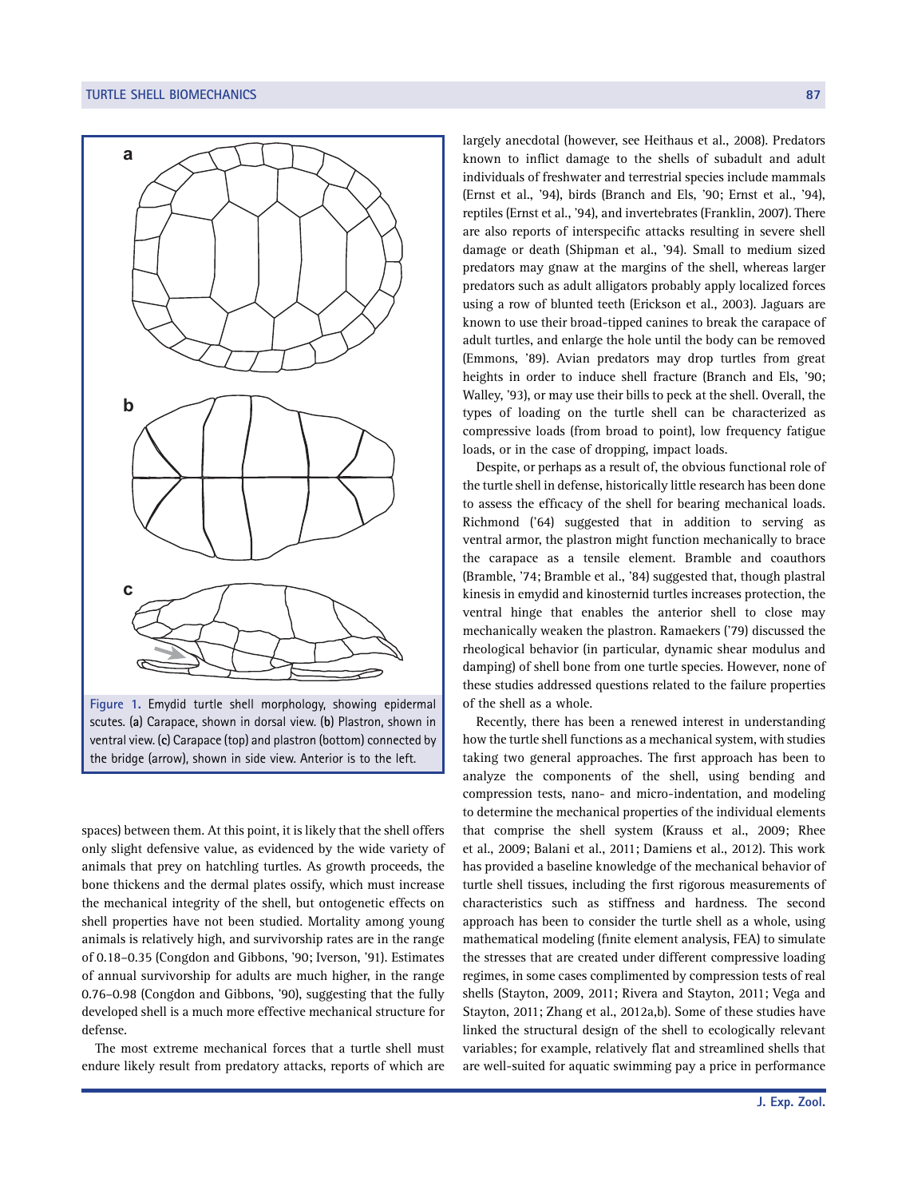Figure 1. Emydid turtle shell morphology, showing epidermal scutes. (a) Carapace, shown in dorsal view. (b) Plastron, shown in ventral view. (c) Carapace (top) and plastron (bottom) connected by the bridge (arrow), shown in side view. Anterior is to the left.

spaces) between them. At this point, it is likely that the shell offers only slight defensive value, as evidenced by the wide variety of animals that prey on hatchling turtles. As growth proceeds, the bone thickens and the dermal plates ossify, which must increase the mechanical integrity of the shell, but ontogenetic effects on shell properties have not been studied. Mortality among young animals is relatively high, and survivorship rates are in the range of 0.18–0.35 (Congdon and Gibbons, '90; Iverson, '91). Estimates of annual survivorship for adults are much higher, in the range 0.76–0.98 (Congdon and Gibbons, '90), suggesting that the fully developed shell is a much more effective mechanical structure for defense.

The most extreme mechanical forces that a turtle shell must endure likely result from predatory attacks, reports of which are largely anecdotal (however, see Heithaus et al., 2008). Predators known to inflict damage to the shells of subadult and adult individuals of freshwater and terrestrial species include mammals (Ernst et al., '94), birds (Branch and Els, '90; Ernst et al., '94), reptiles (Ernst et al., '94), and invertebrates (Franklin, 2007). There are also reports of interspecific attacks resulting in severe shell damage or death (Shipman et al., '94). Small to medium sized predators may gnaw at the margins of the shell, whereas larger predators such as adult alligators probably apply localized forces using a row of blunted teeth (Erickson et al., 2003). Jaguars are known to use their broad-tipped canines to break the carapace of adult turtles, and enlarge the hole until the body can be removed (Emmons, '89). Avian predators may drop turtles from great heights in order to induce shell fracture (Branch and Els, '90; Walley, '93), or may use their bills to peck at the shell. Overall, the types of loading on the turtle shell can be characterized as compressive loads (from broad to point), low frequency fatigue loads, or in the case of dropping, impact loads.

Despite, or perhaps as a result of, the obvious functional role of the turtle shell in defense, historically little research has been done to assess the efficacy of the shell for bearing mechanical loads. Richmond ('64) suggested that in addition to serving as ventral armor, the plastron might function mechanically to brace the carapace as a tensile element. Bramble and coauthors (Bramble, '74; Bramble et al., '84) suggested that, though plastral kinesis in emydid and kinosternid turtles increases protection, the ventral hinge that enables the anterior shell to close may mechanically weaken the plastron. Ramaekers ('79) discussed the rheological behavior (in particular, dynamic shear modulus and damping) of shell bone from one turtle species. However, none of these studies addressed questions related to the failure properties of the shell as a whole.

Recently, there has been a renewed interest in understanding how the turtle shell functions as a mechanical system, with studies taking two general approaches. The first approach has been to analyze the components of the shell, using bending and compression tests, nano- and micro-indentation, and modeling to determine the mechanical properties of the individual elements that comprise the shell system (Krauss et al., 2009; Rhee et al., 2009; Balani et al., 2011; Damiens et al., 2012). This work has provided a baseline knowledge of the mechanical behavior of turtle shell tissues, including the first rigorous measurements of characteristics such as stiffness and hardness. The second approach has been to consider the turtle shell as a whole, using mathematical modeling (finite element analysis, FEA) to simulate the stresses that are created under different compressive loading regimes, in some cases complimented by compression tests of real shells (Stayton, 2009, 2011; Rivera and Stayton, 2011; Vega and Stayton, 2011; Zhang et al., 2012a,b). Some of these studies have linked the structural design of the shell to ecologically relevant variables; for example, relatively flat and streamlined shells that are well-suited for aquatic swimming pay a price in performance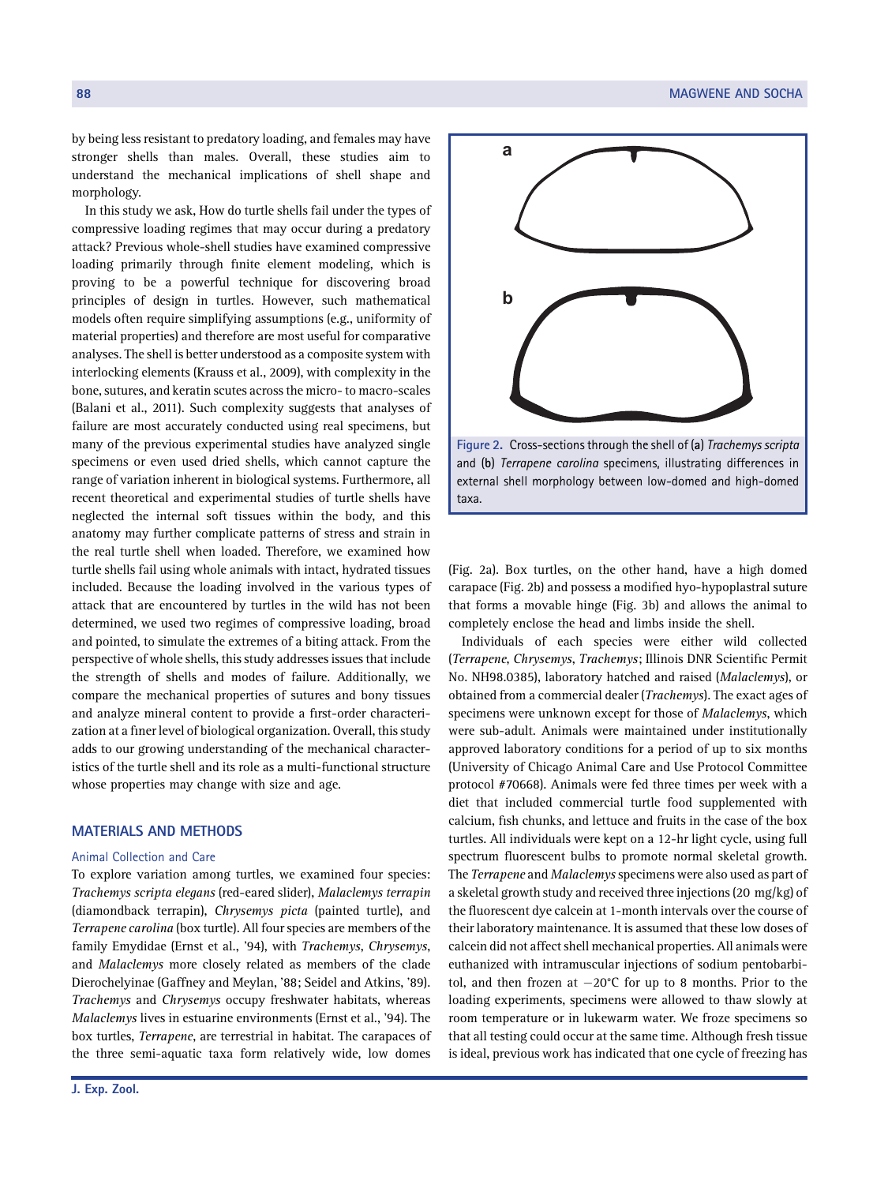by being less resistant to predatory loading, and females may have stronger shells than males. Overall, these studies aim to understand the mechanical implications of shell shape and morphology.

In this study we ask, How do turtle shells fail under the types of compressive loading regimes that may occur during a predatory attack? Previous whole-shell studies have examined compressive loading primarily through finite element modeling, which is proving to be a powerful technique for discovering broad principles of design in turtles. However, such mathematical models often require simplifying assumptions (e.g., uniformity of material properties) and therefore are most useful for comparative analyses. The shell is better understood as a composite system with interlocking elements (Krauss et al., 2009), with complexity in the bone, sutures, and keratin scutes across the micro- to macro-scales (Balani et al., 2011). Such complexity suggests that analyses of failure are most accurately conducted using real specimens, but many of the previous experimental studies have analyzed single specimens or even used dried shells, which cannot capture the range of variation inherent in biological systems. Furthermore, all recent theoretical and experimental studies of turtle shells have neglected the internal soft tissues within the body, and this anatomy may further complicate patterns of stress and strain in the real turtle shell when loaded. Therefore, we examined how turtle shells fail using whole animals with intact, hydrated tissues included. Because the loading involved in the various types of attack that are encountered by turtles in the wild has not been determined, we used two regimes of compressive loading, broad and pointed, to simulate the extremes of a biting attack. From the perspective of whole shells, this study addresses issues that include the strength of shells and modes of failure. Additionally, we compare the mechanical properties of sutures and bony tissues and analyze mineral content to provide a first-order characterization at a finer level of biological organization. Overall, this study adds to our growing understanding of the mechanical characteristics of the turtle shell and its role as a multi-functional structure whose properties may change with size and age.

## MATERIALS AND METHODS

### Animal Collection and Care

To explore variation among turtles, we examined four species: *Trachemys scripta elegans* (red-eared slider), *Malaclemys terrapin* (diamondback terrapin), *Chrysemys picta* (painted turtle), and *Terrapene carolina* (box turtle). All four species are members of the family Emydidae (Ernst et al., '94), with *Trachemys*, *Chrysemys*, and *Malaclemys* more closely related as members of the clade Dierochelyinae (Gaffney and Meylan, '88; Seidel and Atkins, '89). *Trachemys* and *Chrysemys* occupy freshwater habitats, whereas *Malaclemys* lives in estuarine environments (Ernst et al., '94). The box turtles, *Terrapene*, are terrestrial in habitat. The carapaces of the three semi-aquatic taxa form relatively wide, low domes (Fig. 2a). Box turtles, on the other hand, have a high domed carapace (Fig. 2b) and possess a modified hyo-hypoplastral suture that forms a movable hinge (Fig. 3b) and allows the animal to completely enclose the head and limbs inside the shell.

Figure 2. Cross-sections through the shell of (a) *Trachemys scripta* and (b) *Terrapene carolina* specimens, illustrating differences in external shell morphology between low-domed and high-domed taxa.

Individuals of each species were either wild collected (*Terrapene*, *Chrysemys*, *Trachemys*; Illinois DNR Scientific Permit No. NH98.0385), laboratory hatched and raised (*Malaclemys*), or obtained from a commercial dealer (*Trachemys*). The exact ages of specimens were unknown except for those of *Malaclemys*, which were sub-adult. Animals were maintained under institutionally approved laboratory conditions for a period of up to six months (University of Chicago Animal Care and Use Protocol Committee protocol #70668). Animals were fed three times per week with a diet that included commercial turtle food supplemented with calcium, fish chunks, and lettuce and fruits in the case of the box turtles. All individuals were kept on a 12-hr light cycle, using full spectrum fluorescent bulbs to promote normal skeletal growth. The *Terrapene* and *Malaclemys* specimens were also used as part of a skeletal growth study and received three injections (20 mg/kg) of the fluorescent dye calcein at 1-month intervals over the course of their laboratory maintenance. It is assumed that these low doses of calcein did not affect shell mechanical properties. All animals were euthanized with intramuscular injections of sodium pentobarbitol, and then frozen at −20°C for up to 8 months. Prior to the loading experiments, specimens were allowed to thaw slowly at room temperature or in lukewarm water. We froze specimens so that all testing could occur at the same time. Although fresh tissue is ideal, previous work has indicated that one cycle of freezing has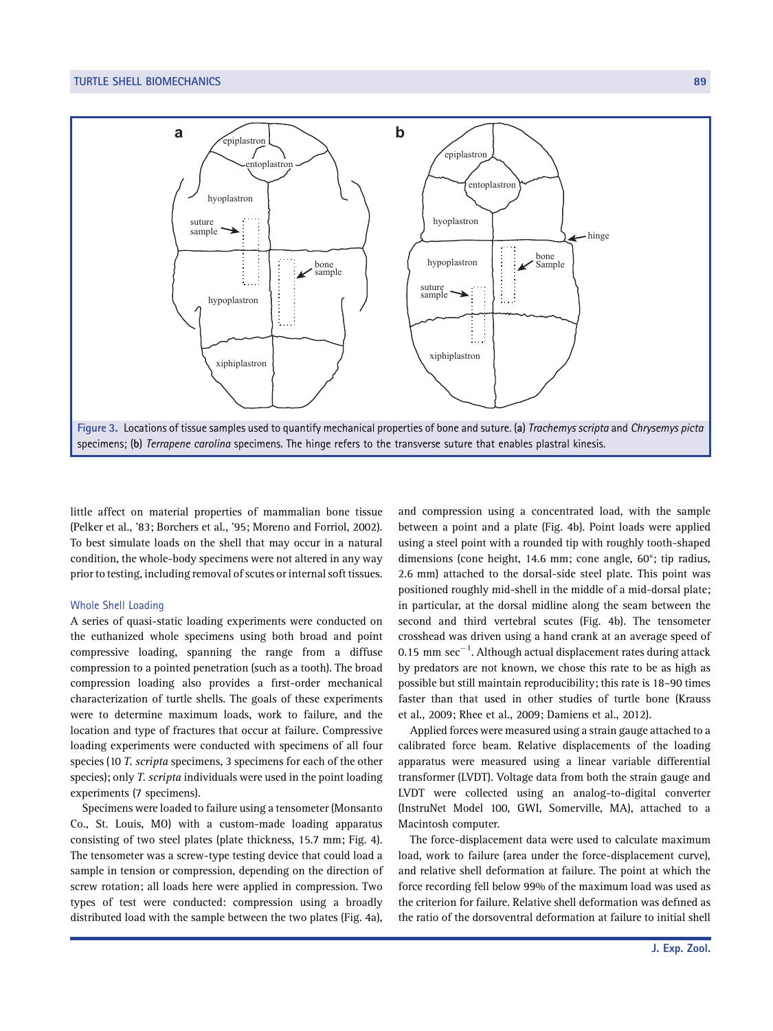Figure 3. Locations of tissue samples used to quantify mechanical properties of bone and suture. (a) *Trachemys scripta* and *Chrysemys picta* specimens; (b) *Terrapene carolina* specimens. The hinge refers to the transverse suture that enables plastral kinesis.

little affect on material properties of mammalian bone tissue (Pelker et al., '83; Borchers et al., '95; Moreno and Forriol, 2002). To best simulate loads on the shell that may occur in a natural condition, the whole-body specimens were not altered in any way prior to testing, including removal of scutes or internal soft tissues.

### Whole Shell Loading

A series of quasi-static loading experiments were conducted on the euthanized whole specimens using both broad and point compressive loading, spanning the range from a diffuse compression to a pointed penetration (such as a tooth). The broad compression loading also provides a first-order mechanical characterization of turtle shells. The goals of these experiments were to determine maximum loads, work to failure, and the location and type of fractures that occur at failure. Compressive loading experiments were conducted with specimens of all four species (10 *T. scripta* specimens, 3 specimens for each of the other species); only *T. scripta* individuals were used in the point loading experiments (7 specimens).

Specimens were loaded to failure using a tensometer (Monsanto Co., St. Louis, MO) with a custom-made loading apparatus consisting of two steel plates (plate thickness, 15.7 mm; Fig. 4). The tensometer was a screw-type testing device that could load a sample in tension or compression, depending on the direction of screw rotation; all loads here were applied in compression. Two types of test were conducted: compression using a broadly distributed load with the sample between the two plates (Fig. 4a), and compression using a concentrated load, with the sample between a point and a plate (Fig. 4b). Point loads were applied using a steel point with a rounded tip with roughly tooth-shaped dimensions (cone height, 14.6 mm; cone angle, 60°; tip radius, 2.6 mm) attached to the dorsal-side steel plate. This point was positioned roughly mid-shell in the middle of a mid-dorsal plate; in particular, at the dorsal midline along the seam between the second and third vertebral scutes (Fig. 4b). The tensometer crosshead was driven using a hand crank at an average speed of 0.15 mm $\text{sec}^{-1}$. Although actual displacement rates during attack by predators are not known, we chose this rate to be as high as possible but still maintain reproducibility; this rate is 18–90 times faster than that used in other studies of turtle bone (Krauss et al., 2009; Rhee et al., 2009; Damiens et al., 2012).

Applied forces were measured using a strain gauge attached to a calibrated force beam. Relative displacements of the loading apparatus were measured using a linear variable differential transformer (LVDT). Voltage data from both the strain gauge and LVDT were collected using an analog-to-digital converter (InstruNet Model 100, GWI, Somerville, MA), attached to a Macintosh computer.

The force-displacement data were used to calculate maximum load, work to failure (area under the force-displacement curve), and relative shell deformation at failure. The point at which the force recording fell below 99% of the maximum load was used as the criterion for failure. Relative shell deformation was defined as the ratio of the dorsoventral deformation at failure to initial shell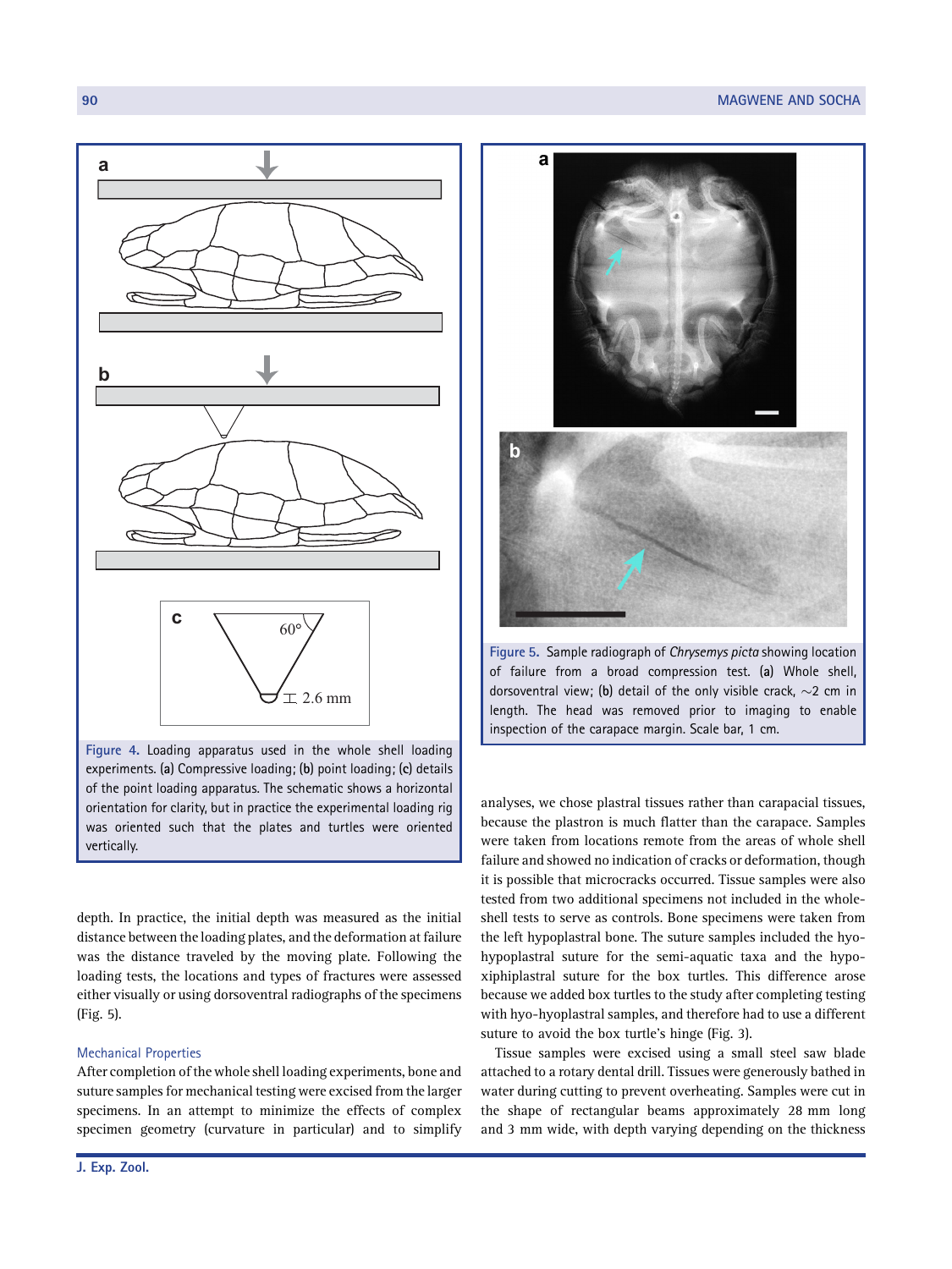Figure 4. Loading apparatus used in the whole shell loading experiments. (a) Compressive loading; (b) point loading; (c) details of the point loading apparatus. The schematic shows a horizontal orientation for clarity, but in practice the experimental loading rig was oriented such that the plates and turtles were oriented vertically.

Figure 5. Sample radiograph of *Chrysemys picta* showing location of failure from a broad compression test. (a) Whole shell, dorsoventral view; (b) detail of the only visible crack, ~2 cm in length. The head was removed prior to imaging to enable inspection of the carapace margin. Scale bar, 1 cm.

depth. In practice, the initial depth was measured as the initial distance between the loading plates, and the deformation at failure was the distance traveled by the moving plate. Following the loading tests, the locations and types of fractures were assessed either visually or using dorsoventral radiographs of the specimens (Fig. 5).

### Mechanical Properties

After completion of the whole shell loading experiments, bone and suture samples for mechanical testing were excised from the larger specimens. In an attempt to minimize the effects of complex specimen geometry (curvature in particular) and to simplify analyses, we chose plastral tissues rather than carapacial tissues, because the plastron is much flatter than the carapace. Samples were taken from locations remote from the areas of whole shell failure and showed no indication of cracks or deformation, though it is possible that microcracks occurred. Tissue samples were also tested from two additional specimens not included in the whole-shell tests to serve as controls. Bone specimens were taken from the left hypoplastral bone. The suture samples included the hyo-hypoplastral suture for the semi-aquatic taxa and the hypo-xiphiplastral suture for the box turtles. This difference arose because we added box turtles to the study after completing testing with hyo-hyoplastral samples, and therefore had to use a different suture to avoid the box turtle's hinge (Fig. 3).

Tissue samples were excised using a small steel saw blade attached to a rotary dental drill. Tissues were generously bathed in water during cutting to prevent overheating. Samples were cut in the shape of rectangular beams approximately 28 mm long and 3 mm wide, with depth varying depending on the thickness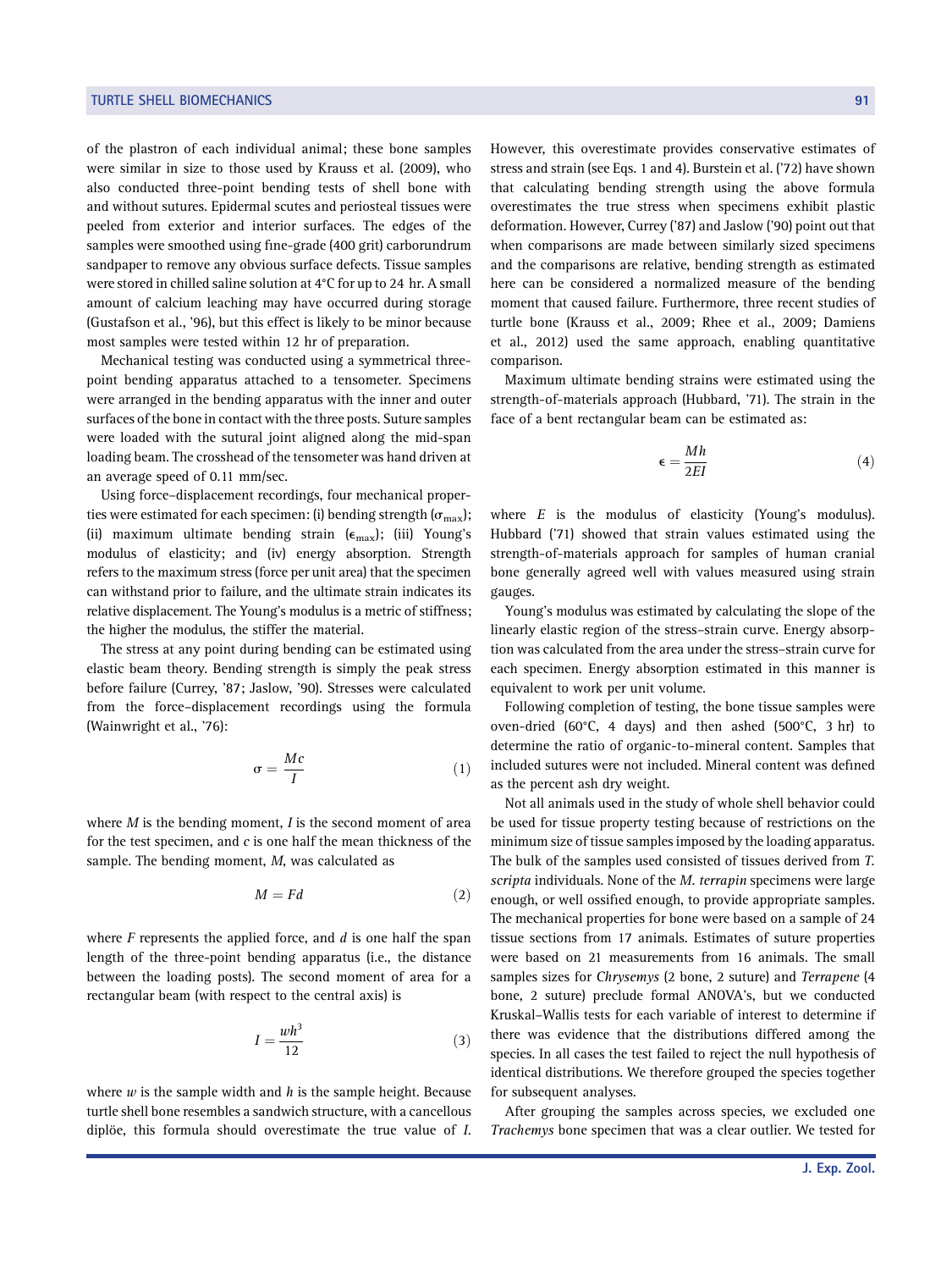of the plastron of each individual animal; these bone samples were similar in size to those used by Krauss et al. (2009), who also conducted three-point bending tests of shell bone with and without sutures. Epidermal scutes and periosteal tissues were peeled from exterior and interior surfaces. The edges of the samples were smoothed using fine-grade (400 grit) carborundrum sandpaper to remove any obvious surface defects. Tissue samples were stored in chilled saline solution at 4°C for up to 24 hr. A small amount of calcium leaching may have occurred during storage (Gustafson et al., '96), but this effect is likely to be minor because most samples were tested within 12 hr of preparation.

Mechanical testing was conducted using a symmetrical three-point bending apparatus attached to a tensometer. Specimens were arranged in the bending apparatus with the inner and outer surfaces of the bone in contact with the three posts. Suture samples were loaded with the sutural joint aligned along the mid-span loading beam. The crosshead of the tensometer was hand driven at an average speed of 0.11 mm/sec.

Using force–displacement recordings, four mechanical properties were estimated for each specimen: (i) bending strength ($\sigma_{max}$); (ii) maximum ultimate bending strain ($\epsilon_{max}$); (iii) Young's modulus of elasticity; and (iv) energy absorption. Strength refers to the maximum stress (force per unit area) that the specimen can withstand prior to failure, and the ultimate strain indicates its relative displacement. The Young's modulus is a metric of stiffness; the higher the modulus, the stiffer the material.

The stress at any point during bending can be estimated using elastic beam theory. Bending strength is simply the peak stress before failure (Currey, '87; Jaslow, '90). Stresses were calculated from the force–displacement recordings using the formula (Wainwright et al., '76):

$$\sigma = \frac{Mc}{I} \tag{1}$$

where $M$ is the bending moment, $I$ is the second moment of area for the test specimen, and $c$ is one half the mean thickness of the sample. The bending moment, $M$, was calculated as

$$M = Fd \tag{2}$$

where $F$ represents the applied force, and $d$ is one half the span length of the three-point bending apparatus (i.e., the distance between the loading posts). The second moment of area for a rectangular beam (with respect to the central axis) is

$$I = \frac{wh^3}{12} \tag{3}$$

where $w$ is the sample width and $h$ is the sample height. Because turtle shell bone resembles a sandwich structure, with a cancellous diplöe, this formula should overestimate the true value of $I$. However, this overestimate provides conservative estimates of stress and strain (see Eqs. 1 and 4). Burstein et al. ('72) have shown that calculating bending strength using the above formula overestimates the true stress when specimens exhibit plastic deformation. However, Currey ('87) and Jaslow ('90) point out that when comparisons are made between similarly sized specimens and the comparisons are relative, bending strength as estimated here can be considered a normalized measure of the bending moment that caused failure. Furthermore, three recent studies of turtle bone (Krauss et al., 2009; Rhee et al., 2009; Damiens et al., 2012) used the same approach, enabling quantitative comparison.

Maximum ultimate bending strains were estimated using the strength-of-materials approach (Hubbard, '71). The strain in the face of a bent rectangular beam can be estimated as:

$$\epsilon = \frac{Mh}{2EI} \tag{4}$$

where $E$ is the modulus of elasticity (Young's modulus). Hubbard ('71) showed that strain values estimated using the strength-of-materials approach for samples of human cranial bone generally agreed well with values measured using strain gauges.

Young's modulus was estimated by calculating the slope of the linearly elastic region of the stress–strain curve. Energy absorption was calculated from the area under the stress–strain curve for each specimen. Energy absorption estimated in this manner is equivalent to work per unit volume.

Following completion of testing, the bone tissue samples were oven-dried (60°C, 4 days) and then ashed (500°C, 3 hr) to determine the ratio of organic-to-mineral content. Samples that included sutures were not included. Mineral content was defined as the percent ash dry weight.

Not all animals used in the study of whole shell behavior could be used for tissue property testing because of restrictions on the minimum size of tissue samples imposed by the loading apparatus. The bulk of the samples used consisted of tissues derived from *T. scripta* individuals. None of the *M. terrapin* specimens were large enough, or well ossified enough, to provide appropriate samples. The mechanical properties for bone were based on a sample of 24 tissue sections from 17 animals. Estimates of suture properties were based on 21 measurements from 16 animals. The small samples sizes for *Chrysemys* (2 bone, 2 suture) and *Terrapene* (4 bone, 2 suture) preclude formal ANOVA's, but we conducted Kruskal–Wallis tests for each variable of interest to determine if there was evidence that the distributions differed among the species. In all cases the test failed to reject the null hypothesis of identical distributions. We therefore grouped the species together for subsequent analyses.

After grouping the samples across species, we excluded one *Trachemys* bone specimen that was a clear outlier. We tested for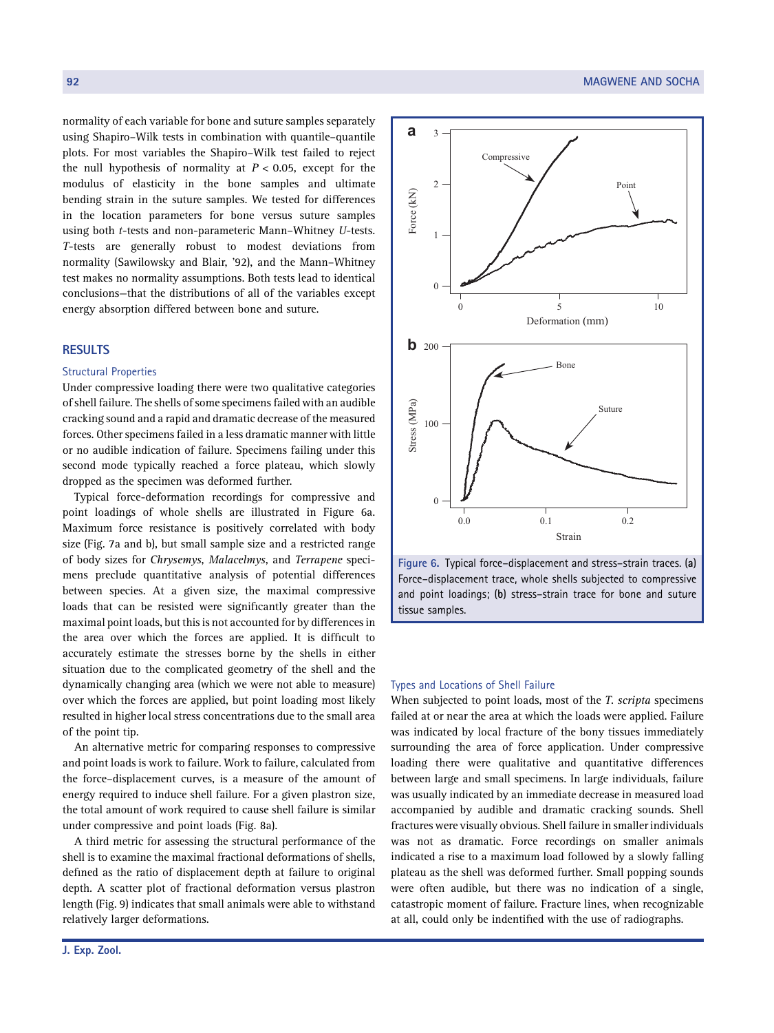normality of each variable for bone and suture samples separately using Shapiro–Wilk tests in combination with quantile–quantile plots. For most variables the Shapiro–Wilk test failed to reject the null hypothesis of normality at $P < 0.05$, except for the modulus of elasticity in the bone samples and ultimate bending strain in the suture samples. We tested for differences in the location parameters for bone versus suture samples using both *t*-tests and non-parameteric Mann–Whitney *U*-tests. *T*-tests are generally robust to modest deviations from normality (Sawilowsky and Blair, '92), and the Mann–Whitney test makes no normality assumptions. Both tests lead to identical conclusions—that the distributions of all of the variables except energy absorption differed between bone and suture.

## RESULTS

### Structural Properties

Under compressive loading there were two qualitative categories of shell failure. The shells of some specimens failed with an audible cracking sound and a rapid and dramatic decrease of the measured forces. Other specimens failed in a less dramatic manner with little or no audible indication of failure. Specimens failing under this second mode typically reached a force plateau, which slowly dropped as the specimen was deformed further.

Typical force-deformation recordings for compressive and point loadings of whole shells are illustrated in Figure 6a. Maximum force resistance is positively correlated with body size (Fig. 7a and b), but small sample size and a restricted range of body sizes for *Chrysemys*, *Malacelmys*, and *Terrapene* specimens preclude quantitative analysis of potential differences between species. At a given size, the maximal compressive loads that can be resisted were significantly greater than the maximal point loads, but this is not accounted for by differences in the area over which the forces are applied. It is difficult to accurately estimate the stresses borne by the shells in either situation due to the complicated geometry of the shell and the dynamically changing area (which we were not able to measure) over which the forces are applied, but point loading most likely resulted in higher local stress concentrations due to the small area of the point tip.

An alternative metric for comparing responses to compressive and point loads is work to failure. Work to failure, calculated from the force–displacement curves, is a measure of the amount of energy required to induce shell failure. For a given plastron size, the total amount of work required to cause shell failure is similar under compressive and point loads (Fig. 8a).

A third metric for assessing the structural performance of the shell is to examine the maximal fractional deformations of shells, defined as the ratio of displacement depth at failure to original depth. A scatter plot of fractional deformation versus plastron length (Fig. 9) indicates that small animals were able to withstand relatively larger deformations.

Figure 6. Typical force–displacement and stress–strain traces. (a) Force–displacement trace, whole shells subjected to compressive and point loadings; (b) stress–strain trace for bone and suture tissue samples.

### Types and Locations of Shell Failure

When subjected to point loads, most of the *T. scripta* specimens failed at or near the area at which the loads were applied. Failure was indicated by local fracture of the bony tissues immediately surrounding the area of force application. Under compressive loading there were qualitative and quantitative differences between large and small specimens. In large individuals, failure was usually indicated by an immediate decrease in measured load accompanied by audible and dramatic cracking sounds. Shell fractures were visually obvious. Shell failure in smaller individuals was not as dramatic. Force recordings on smaller animals indicated a rise to a maximum load followed by a slowly falling plateau as the shell was deformed further. Small popping sounds were often audible, but there was no indication of a single, catastropic moment of failure. Fracture lines, when recognizable at all, could only be indentified with the use of radiographs.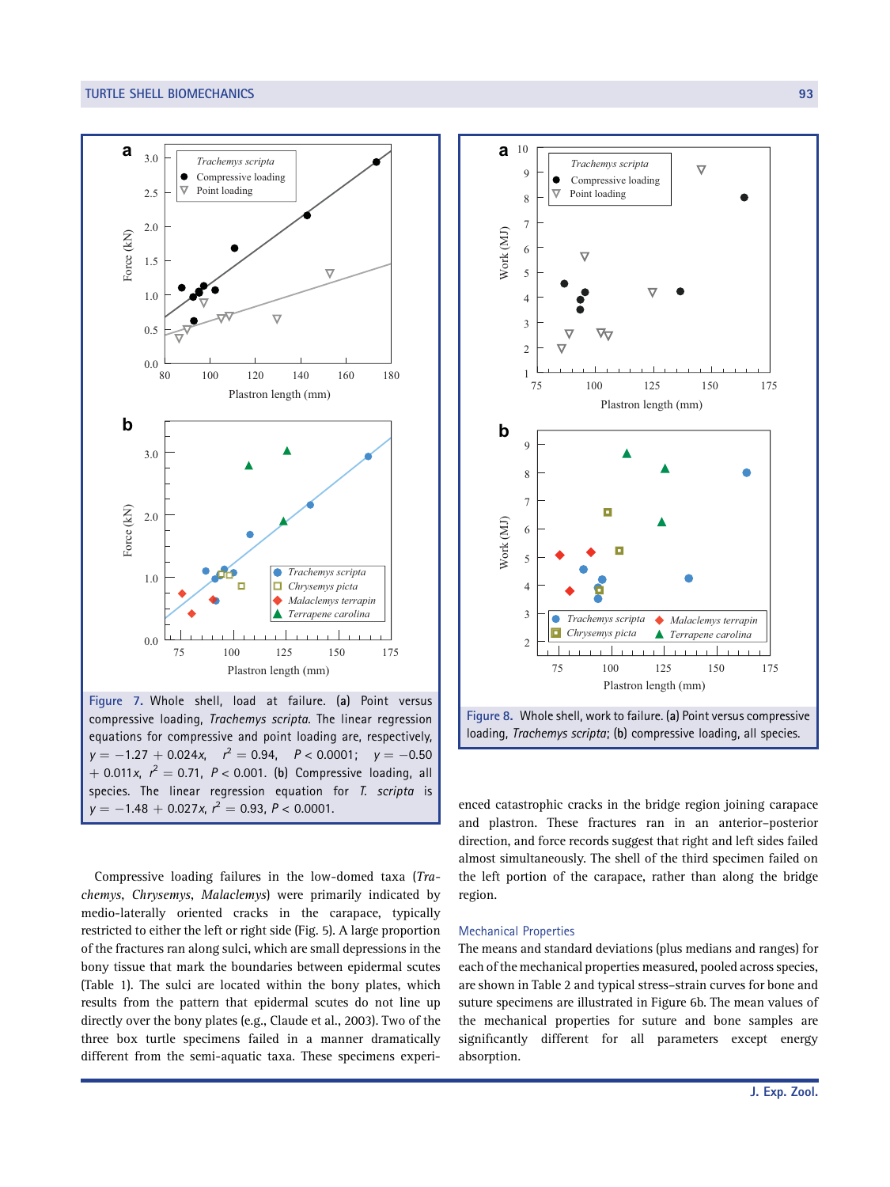**Figure 7.** Whole shell, load at failure. (a) Point versus compressive loading, *Trachemys scripta*. The linear regression equations for compressive loading and point loading are, respectively, $y = -1.27 + 0.024x$, $r^2 = 0.94$, $P < 0.0001$; $y = -0.50 + 0.011x$, $r^2 = 0.71$, $P < 0.001$. (b) Compressive loading, all species. The linear regression equation for *T. scripta* is $y = -1.48 + 0.027x$, $r^2 = 0.93$, $P < 0.0001$.

**Figure 8.** Whole shell, work to failure. (a) Point versus compressive loading, *Trachemys scripta*; (b) compressive loading, all species.

Compressive loading failures in the low-domed taxa (*Trachemys*, *Chrysemys*, *Malaclemys*) were primarily indicated by medio-laterally oriented cracks in the carapace, typically restricted to either the left or right side (Fig. 5). A large proportion of the fractures ran along sulci, which are small depressions in the bony tissue that mark the boundaries between epidermal scutes (Table 1). The sulci are located within the bony plates, which results from the pattern that epidermal scutes do not line up directly over the bony plates (e.g., Claude et al., 2003). Two of the three box turtle specimens failed in a manner dramatically different from the semi-aquatic taxa. These specimens experienced catastrophic cracks in the bridge region joining carapace and plastron. These fractures ran in an anterior–posterior direction, and force records suggest that right and left sides failed almost simultaneously. The shell of the third specimen failed on the left portion of the carapace, rather than along the bridge region.

### Mechanical Properties

The means and standard deviations (plus medians and ranges) for each of the mechanical properties measured, pooled across species, are shown in Table 2 and typical stress–strain curves for bone and suture specimens are illustrated in Figure 6b. The mean values of the mechanical properties for suture and bone samples are significantly different for all parameters except energy absorption.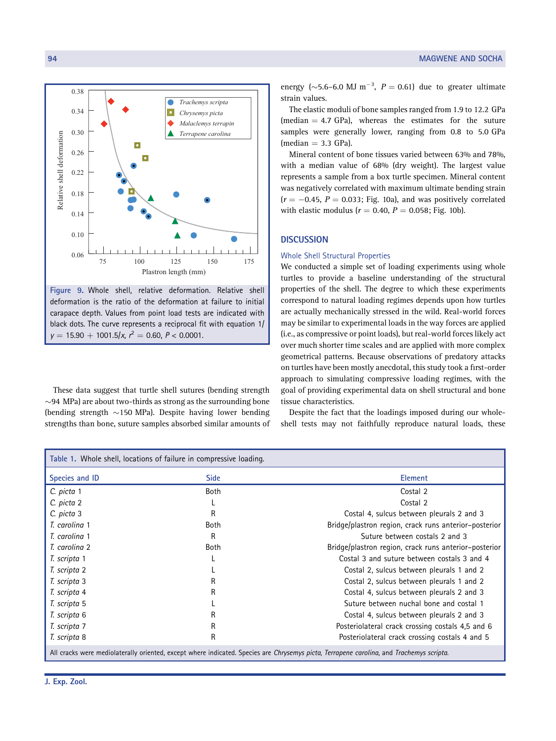Figure 9. Whole shell, relative deformation. Relative shell deformation is the ratio of the deformation at failure to initial carapace depth. Values from point load tests are indicated with black dots. The curve represents a reciprocal fit with equation $1/y = 15.90 + 1001.5/x$, $r^2 = 0.60$, $P < 0.0001$.

These data suggest that turtle shell sutures (bending strength ~94 MPa) are about two-thirds as strong as the surrounding bone (bending strength ~150 MPa). Despite having lower bending strengths than bone, suture samples absorbed similar amounts of energy (~5.6–6.0 MJ $m^{-3}$, $P = 0.61$) due to greater ultimate strain values.

The elastic moduli of bone samples ranged from 1.9 to 12.2 GPa (median = 4.7 GPa), whereas the estimates for the suture samples were generally lower, ranging from 0.8 to 5.0 GPa (median = 3.3 GPa).

Mineral content of bone tissues varied between 63% and 78%, with a median value of 68% (dry weight). The largest value represents a sample from a box turtle specimen. Mineral content was negatively correlated with maximum ultimate bending strain ($r = -0.45$, $P = 0.033$; Fig. 10a), and was positively correlated with elastic modulus ($r = 0.40$, $P = 0.058$; Fig. 10b).

## DISCUSSION

### Whole Shell Structural Properties

We conducted a simple set of loading experiments using whole turtles to provide a baseline understanding of the structural properties of the shell. The degree to which these experiments correspond to natural loading regimes depends upon how turtles are actually mechanically stressed in the wild. Real-world forces may be similar to experimental loads in the way forces are applied (i.e., as compressive or point loads), but real-world forces likely act over much shorter time scales and are applied with more complex geometrical patterns. Because observations of predatory attacks on turtles have been mostly anecdotal, this study took a first-order approach to simulating compressive loading regimes, with the goal of providing experimental data on shell structural and bone tissue characteristics.

Despite the fact that the loadings imposed during our whole-shell tests may not faithfully reproduce natural loads, these

Table 1. Whole shell, locations of failure in compressive loading.

| Species and ID | Side | Element |
|---|---|---|
| *C. picta* 1 | Both | Costal 2 |
| *C. picta* 2 | L | Costal 2 |
| *C. picta* 3 | R | Costal 4, sulcus between pleurals 2 and 3 |
| *T. carolina* 1 | Both | Bridge/plastron region, crack runs anterior–posterior |
| *T. carolina* 1 | R | Suture between costals 2 and 3 |
| *T. carolina* 2 | Both | Bridge/plastron region, crack runs anterior–posterior |
| *T. scripta* 1 | L | Costal 3 and suture between costals 3 and 4 |
| *T. scripta* 2 | L | Costal 2, sulcus between pleurals 1 and 2 |
| *T. scripta* 3 | R | Costal 2, sulcus between pleurals 1 and 2 |
| *T. scripta* 4 | R | Costal 4, sulcus between pleurals 2 and 3 |
| *T. scripta* 5 | L | Suture between nuchal bone and costal 1 |
| *T. scripta* 6 | R | Costal 4, sulcus between pleurals 2 and 3 |
| *T. scripta* 7 | R | Posteriolateral crack crossing costals 4,5 and 6 |
| *T. scripta* 8 | R | Posteriolateral crack crossing costals 4 and 5 |

All cracks were mediolaterally oriented, except where indicated. Species are *Chrysemys picta*, *Terrapene carolina*, and *Trachemys scripta*.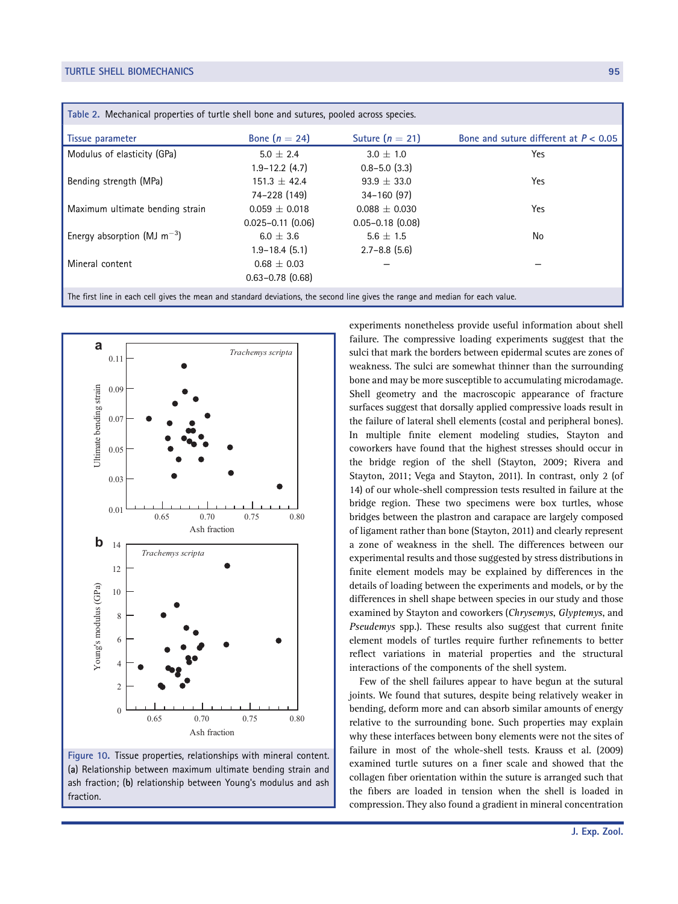Table 2. Mechanical properties of turtle shell bone and sutures, pooled across species.

| Tissue parameter | Bone ($n = 24$) | Suture ($n = 21$) | Bone and suture different at $P < 0.05$ |
| --- | --- | --- | --- |
| Modulus of elasticity (GPa) | 5.0 ± 2.4<br>1.9–12.2 (4.7) | 3.0 ± 1.0<br>0.8–5.0 (3.3) | Yes |
| Bending strength (MPa) | 151.3 ± 42.4<br>74–228 (149) | 93.9 ± 33.0<br>34–160 (97) | Yes |
| Maximum ultimate bending strain | 0.059 ± 0.018<br>0.025–0.11 (0.06) | 0.088 ± 0.030<br>0.05–0.18 (0.08) | Yes |
| Energy absorption (MJ $m^{-3}$) | 6.0 ± 3.6<br>1.9–18.4 (5.1) | 5.6 ± 1.5<br>2.7–8.8 (5.6) | No |
| Mineral content | 0.68 ± 0.03<br>0.63–0.78 (0.68) | – | – |

The first line in each cell gives the mean and standard deviations, the second line gives the range and median for each value.

a

*Trachemys scripta*

Ultimate bending strain

0.11
0.09
0.07
0.05
0.03
0.01

0.65 0.70 0.75 0.80

Ash fraction

b

*Trachemys scripta*

Young's modulus (GPa)

14
12
10
8
6
4
2
0

0.65 0.70 0.75 0.80

Ash fraction

Figure 10. Tissue properties, relationships with mineral content. (a) Relationship between maximum ultimate bending strain and ash fraction; (b) relationship between Young's modulus and ash fraction.

experiments nonetheless provide useful information about shell failure. The compressive loading experiments suggest that the sulci that mark the borders between epidermal scutes are zones of weakness. The sulci are somewhat thinner than the surrounding bone and may be more susceptible to accumulating microdamage. Shell geometry and the macroscopic appearance of fracture surfaces suggest that dorsally applied compressive loads result in the failure of lateral shell elements (costal and peripheral bones). In multiple finite element modeling studies, Stayton and coworkers have found that the highest stresses should occur in the bridge region of the shell (Stayton, 2009; Rivera and Stayton, 2011; Vega and Stayton, 2011). In contrast, only 2 (of 14) of our whole-shell compression tests resulted in failure at the bridge region. These two specimens were box turtles, whose bridges between the plastron and carapace are largely composed of ligament rather than bone (Stayton, 2011) and clearly represent a zone of weakness in the shell. The differences between our experimental results and those suggested by stress distributions in finite element models may be explained by differences in the details of loading between the experiments and models, or by the differences in shell shape between species in our study and those examined by Stayton and coworkers (*Chrysemys*, *Glyptemys*, and *Pseudemys* spp.). These results also suggest that current finite element models of turtles require further refinements to better reflect variations in material properties and the structural interactions of the components of the shell system.

Few of the shell failures appear to have begun at the sutural joints. We found that sutures, despite being relatively weaker in bending, deform more and can absorb similar amounts of energy relative to the surrounding bone. Such properties may explain why these interfaces between bony elements were not the sites of failure in most of the whole-shell tests. Krauss et al. (2009) examined turtle sutures on a finer scale and showed that the collagen fiber orientation within the suture is arranged such that the fibers are loaded in tension when the shell is loaded in compression. They also found a gradient in mineral concentration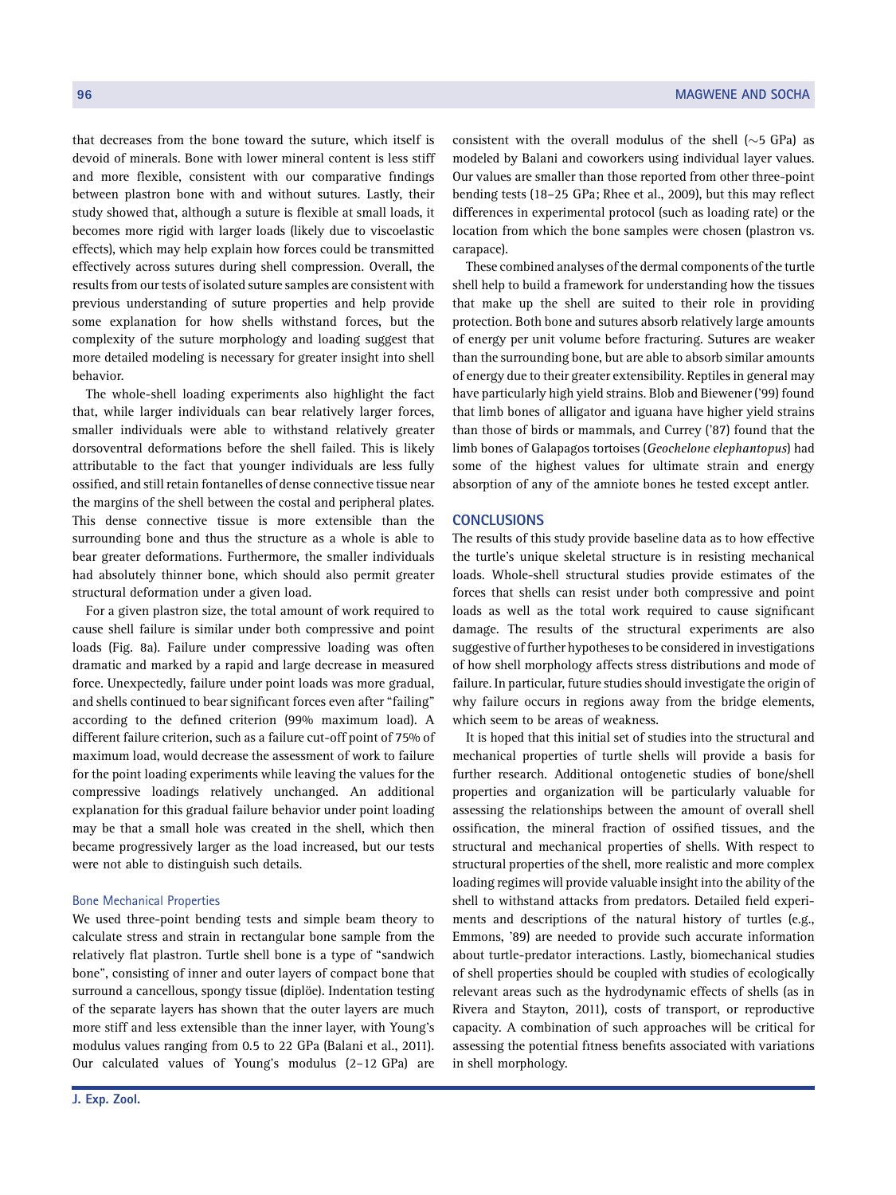that decreases from the bone toward the suture, which itself is devoid of minerals. Bone with lower mineral content is less stiff and more flexible, consistent with our comparative findings between plastron bone with and without sutures. Lastly, their study showed that, although a suture is flexible at small loads, it becomes more rigid with larger loads (likely due to viscoelastic effects), which may help explain how forces could be transmitted effectively across sutures during shell compression. Overall, the results from our tests of isolated suture samples are consistent with previous understanding of suture properties and help provide some explanation for how shells withstand forces, but the complexity of the suture morphology and loading suggest that more detailed modeling is necessary for greater insight into shell behavior.

The whole-shell loading experiments also highlight the fact that, while larger individuals can bear relatively larger forces, smaller individuals were able to withstand relatively greater dorsoventral deformations before the shell failed. This is likely attributable to the fact that younger individuals are less fully ossified, and still retain fontanelles of dense connective tissue near the margins of the shell between the costal and peripheral plates. This dense connective tissue is more extensible than the surrounding bone and thus the structure as a whole is able to bear greater deformations. Furthermore, the smaller individuals had absolutely thinner bone, which should also permit greater structural deformation under a given load.

For a given plastron size, the total amount of work required to cause shell failure is similar under both compressive and point loads (Fig. 8a). Failure under compressive loading was often dramatic and marked by a rapid and large decrease in measured force. Unexpectedly, failure under point loads was more gradual, and shells continued to bear significant forces even after "failing" according to the defined criterion (99% maximum load). A different failure criterion, such as a failure cut-off point of 75% of maximum load, would decrease the assessment of work to failure for the point loading experiments while leaving the values for the compressive loadings relatively unchanged. An additional explanation for this gradual failure behavior under point loading may be that a small hole was created in the shell, which then became progressively larger as the load increased, but our tests were not able to distinguish such details.

### Bone Mechanical Properties

We used three-point bending tests and simple beam theory to calculate stress and strain in rectangular bone sample from the relatively flat plastron. Turtle shell bone is a type of "sandwich bone", consisting of inner and outer layers of compact bone that surround a cancellous, spongy tissue (diplöe). Indentation testing of the separate layers has shown that the outer layers are much more stiff and less extensible than the inner layer, with Young's modulus values ranging from 0.5 to 22 GPa (Balani et al., 2011). Our calculated values of Young's modulus (2–12 GPa) are consistent with the overall modulus of the shell (~5 GPa) as modeled by Balani and coworkers using individual layer values. Our values are smaller than those reported from other three-point bending tests (18–25 GPa; Rhee et al., 2009), but this may reflect differences in experimental protocol (such as loading rate) or the location from which the bone samples were chosen (plastron vs. carapace).

These combined analyses of the dermal components of the turtle shell help to build a framework for understanding how the tissues that make up the shell are suited to their role in providing protection. Both bone and sutures absorb relatively large amounts of energy per unit volume before fracturing. Sutures are weaker than the surrounding bone, but are able to absorb similar amounts of energy due to their greater extensibility. Reptiles in general may have particularly high yield strains. Blob and Biewener ('99) found that limb bones of alligator and iguana have higher yield strains than those of birds or mammals, and Currey ('87) found that the limb bones of Galapagos tortoises (*Geochelone elephantopus*) had some of the highest values for ultimate strain and energy absorption of any of the amniote bones he tested except antler.

## CONCLUSIONS

The results of this study provide baseline data as to how effective the turtle's unique skeletal structure is in resisting mechanical loads. Whole-shell structural studies provide estimates of the forces that shells can resist under both compressive and point loads as well as the total work required to cause significant damage. The results of the structural experiments are also suggestive of further hypotheses to be considered in investigations of how shell morphology affects stress distributions and mode of failure. In particular, future studies should investigate the origin of why failure occurs in regions away from the bridge elements, which seem to be areas of weakness.

It is hoped that this initial set of studies into the structural and mechanical properties of turtle shells will provide a basis for further research. Additional ontogenetic studies of bone/shell properties and organization will be particularly valuable for assessing the relationships between the amount of overall shell ossification, the mineral fraction of ossified tissues, and the structural and mechanical properties of shells. With respect to structural properties of the shell, more realistic and more complex loading regimes will provide valuable insight into the ability of the shell to withstand attacks from predators. Detailed field experiments and descriptions of the natural history of turtles (e.g., Emmons, '89) are needed to provide such accurate information about turtle-predator interactions. Lastly, biomechanical studies of shell properties should be coupled with studies of ecologically relevant areas such as the hydrodynamic effects of shells (as in Rivera and Stayton, 2011), costs of transport, or reproductive capacity. A combination of such approaches will be critical for assessing the potential fitness benefits associated with variations in shell morphology.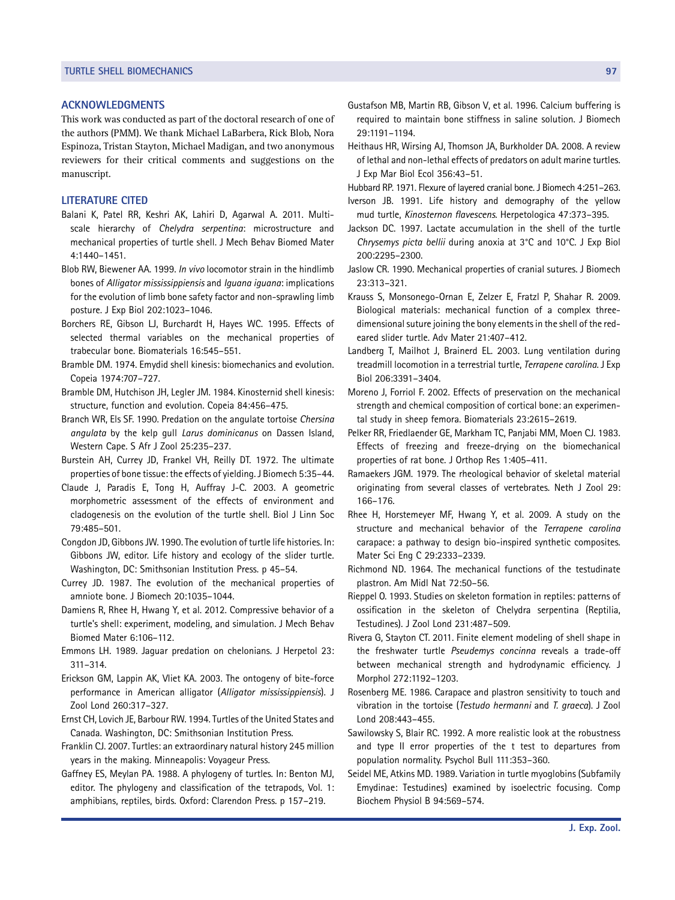## ACKNOWLEDGMENTS

This work was conducted as part of the doctoral research of one of the authors (PMM). We thank Michael LaBarbera, Rick Blob, Nora Espinoza, Tristan Stayton, Michael Madigan, and two anonymous reviewers for their critical comments and suggestions on the manuscript.

## LITERATURE CITED

Balani K, Patel RR, Keshri AK, Lahiri D, Agarwal A. 2011. Multiscale hierarchy of *Chelydra serpentina*: microstructure and mechanical properties of turtle shell. J Mech Behav Biomed Mater 4:1440–1451.

Blob RW, Biewener AA. 1999. *In vivo* locomotor strain in the hindlimb bones of *Alligator mississippiensis* and *Iguana iguana*: implications for the evolution of limb bone safety factor and non-sprawling limb posture. J Exp Biol 202:1023–1046.

Borchers RE, Gibson LJ, Burchardt H, Hayes WC. 1995. Effects of selected thermal variables on the mechanical properties of trabecular bone. Biomaterials 16:545–551.

Bramble DM. 1974. Emydid shell kinesis: biomechanics and evolution. Copeia 1974:707–727.

Bramble DM, Hutchison JH, Legler JM. 1984. Kinosternid shell kinesis: structure, function and evolution. Copeia 84:456–475.

Branch WR, Els SF. 1990. Predation on the angulate tortoise *Chersina angulata* by the kelp gull *Larus dominicanus* on Dassen Island, Western Cape. S Afr J Zool 25:235–237.

Burstein AH, Currey JD, Frankel VH, Reilly DT. 1972. The ultimate properties of bone tissue: the effects of yielding. J Biomech 5:35–44.

Claude J, Paradis E, Tong H, Auffray J-C. 2003. A geometric morphometric assessment of the effects of environment and cladogenesis on the evolution of the turtle shell. Biol J Linn Soc 79:485–501.

Congdon JD, Gibbons JW. 1990. The evolution of turtle life histories. In: Gibbons JW, editor. Life history and ecology of the slider turtle. Washington, DC: Smithsonian Institution Press. p 45–54.

Currey JD. 1987. The evolution of the mechanical properties of amniote bone. J Biomech 20:1035–1044.

Damiens R, Rhee H, Hwang Y, et al. 2012. Compressive behavior of a turtle's shell: experiment, modeling, and simulation. J Mech Behav Biomed Mater 6:106–112.

Emmons LH. 1989. Jaguar predation on chelonians. J Herpetol 23: 311–314.

Erickson GM, Lappin AK, Vliet KA. 2003. The ontogeny of bite-force performance in American alligator (*Alligator mississippiensis*). J Zool Lond 260:317–327.

Ernst CH, Lovich JE, Barbour RW. 1994. Turtles of the United States and Canada. Washington, DC: Smithsonian Institution Press.

Franklin CJ. 2007. Turtles: an extraordinary natural history 245 million years in the making. Minneapolis: Voyageur Press.

Gaffney ES, Meylan PA. 1988. A phylogeny of turtles. In: Benton MJ, editor. The phylogeny and classification of the tetrapods, Vol. 1: amphibians, reptiles, birds. Oxford: Clarendon Press. p 157–219.

Gustafson MB, Martin RB, Gibson V, et al. 1996. Calcium buffering is required to maintain bone stiffness in saline solution. J Biomech 29:1191–1194.

Heithaus HR, Wirsing AJ, Thomson JA, Burkholder DA. 2008. A review of lethal and non-lethal effects of predators on adult marine turtles. J Exp Mar Biol Ecol 356:43–51.

Hubbard RP. 1971. Flexure of layered cranial bone. J Biomech 4:251–263.

Iverson JB. 1991. Life history and demography of the yellow mud turtle, *Kinosternon flavescens*. Herpetologica 47:373–395.

Jackson DC. 1997. Lactate accumulation in the shell of the turtle *Chrysemys picta bellii* during anoxia at 3°C and 10°C. J Exp Biol 200:2295–2300.

Jaslow CR. 1990. Mechanical properties of cranial sutures. J Biomech 23:313–321.

Krauss S, Monsonego-Ornan E, Zelzer E, Fratzl P, Shahar R. 2009. Biological materials: mechanical function of a complex three-dimensional suture joining the bony elements in the shell of the red-eared slider turtle. Adv Mater 21:407–412.

Landberg T, Mailhot J, Brainerd EL. 2003. Lung ventilation during treadmill locomotion in a terrestrial turtle, *Terrapene carolina*. J Exp Biol 206:3391–3404.

Moreno J, Forriol F. 2002. Effects of preservation on the mechanical strength and chemical composition of cortical bone: an experimental study in sheep femora. Biomaterials 23:2615–2619.

Pelker RR, Friedlaender GE, Markham TC, Panjabi MM, Moen CJ. 1983. Effects of freezing and freeze-drying on the biomechanical properties of rat bone. J Orthop Res 1:405–411.

Ramaekers JGM. 1979. The rheological behavior of skeletal material originating from several classes of vertebrates. Neth J Zool 29: 166–176.

Rhee H, Horstemeyer MF, Hwang Y, et al. 2009. A study on the structure and mechanical behavior of the *Terrapene carolina* carapace: a pathway to design bio-inspired synthetic composites. Mater Sci Eng C 29:2333–2339.

Richmond ND. 1964. The mechanical functions of the testudinate plastron. Am Midl Nat 72:50–56.

Rieppel O. 1993. Studies on skeleton formation in reptiles: patterns of ossification in the skeleton of Chelydra serpentina (Reptilia, Testudines). J Zool Lond 231:487–509.

Rivera G, Stayton CT. 2011. Finite element modeling of shell shape in the freshwater turtle *Pseudemys concinna* reveals a trade-off between mechanical strength and hydrodynamic efficiency. J Morphol 272:1192–1203.

Rosenberg ME. 1986. Carapace and plastron sensitivity to touch and vibration in the tortoise (*Testudo hermanni* and *T. graeca*). J Zool Lond 208:443–455.

Sawilowsky S, Blair RC. 1992. A more realistic look at the robustness and type II error properties of the t test to departures from population normality. Psychol Bull 111:353–360.

Seidel ME, Atkins MD. 1989. Variation in turtle myoglobins (Subfamily Emydinae: Testudines) examined by isoelectric focusing. Comp Biochem Physiol B 94:569–574.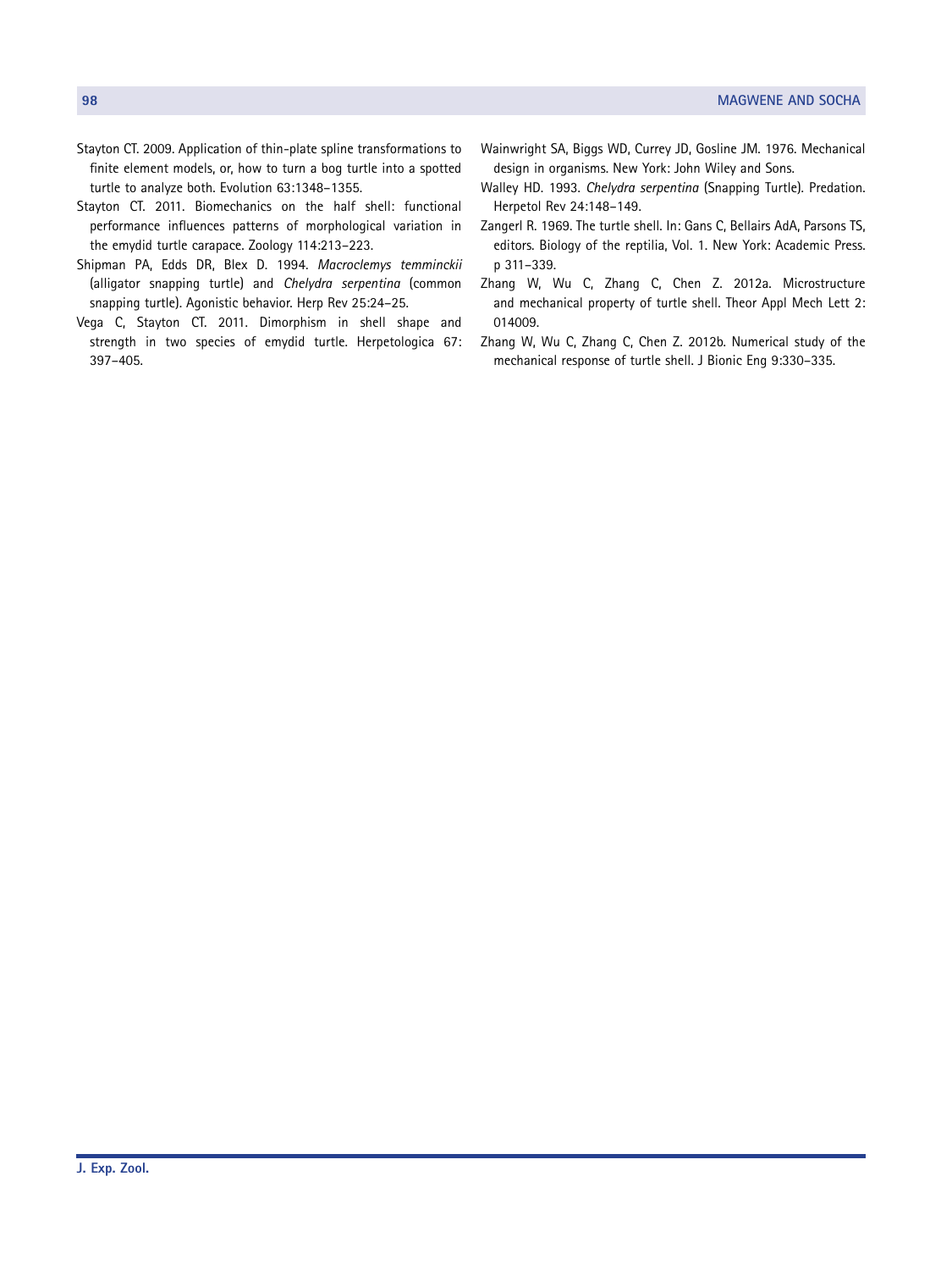Stayton CT. 2009. Application of thin-plate spline transformations to finite element models, or, how to turn a bog turtle into a spotted turtle to analyze both. Evolution 63:1348–1355.

Stayton CT. 2011. Biomechanics on the half shell: functional performance influences patterns of morphological variation in the emydid turtle carapace. Zoology 114:213–223.

Shipman PA, Edds DR, Blex D. 1994. *Macroclemys temminckii* (alligator snapping turtle) and *Chelydra serpentina* (common snapping turtle). Agonistic behavior. Herp Rev 25:24–25.

Vega C, Stayton CT. 2011. Dimorphism in shell shape and strength in two species of emydid turtle. Herpetologica 67: 397–405.

Wainwright SA, Biggs WD, Currey JD, Gosline JM. 1976. Mechanical design in organisms. New York: John Wiley and Sons.

Walley HD. 1993. *Chelydra serpentina* (Snapping Turtle). Predation. Herpetol Rev 24:148–149.

Zangerl R. 1969. The turtle shell. In: Gans C, Bellairs AdA, Parsons TS, editors. Biology of the reptilia, Vol. 1. New York: Academic Press. p 311–339.

Zhang W, Wu C, Zhang C, Chen Z. 2012a. Microstructure and mechanical property of turtle shell. Theor Appl Mech Lett 2: 014009.

Zhang W, Wu C, Zhang C, Chen Z. 2012b. Numerical study of the mechanical response of turtle shell. J Bionic Eng 9:330–335.